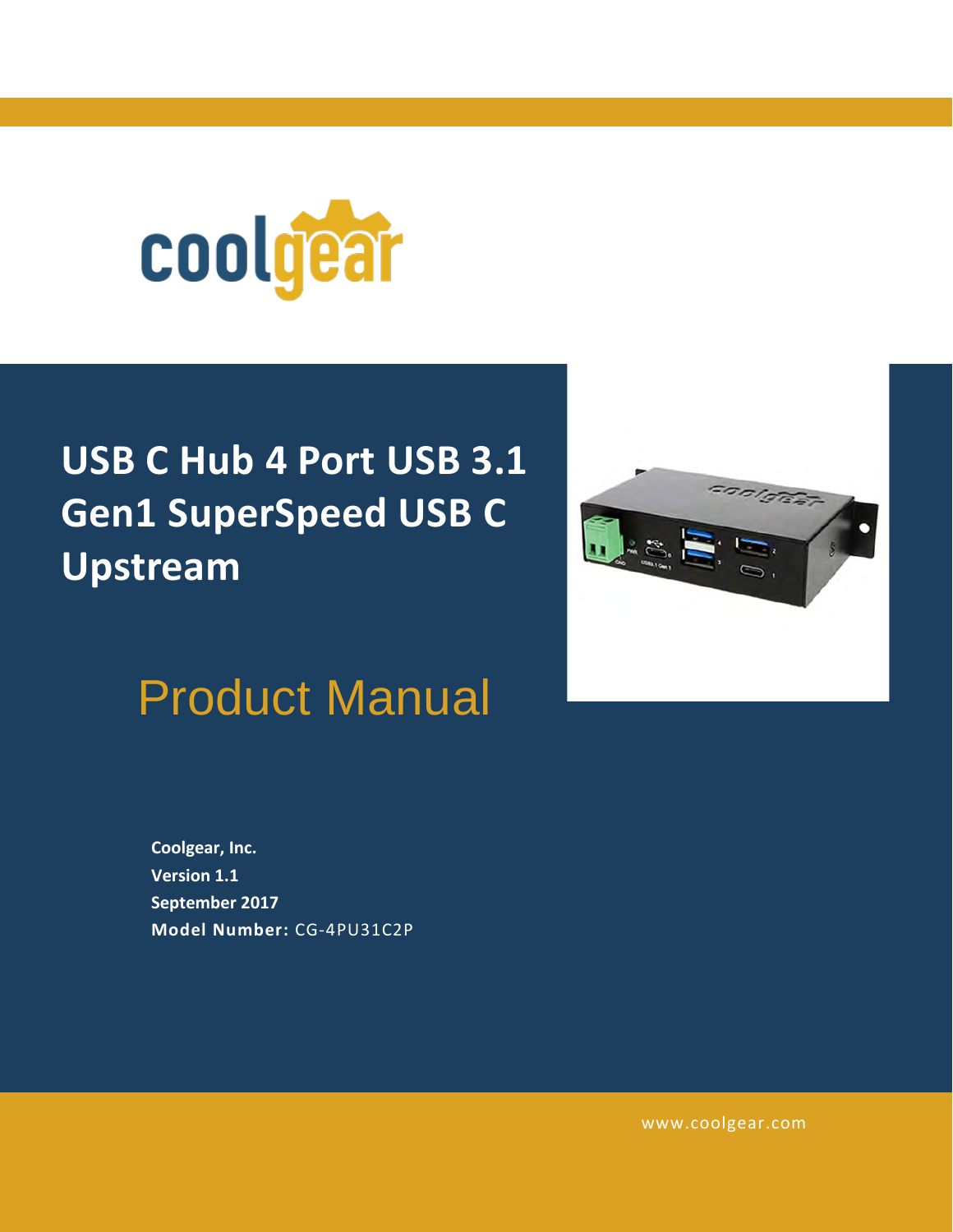coolgear

# USB C Hub 4 Port USB 3.1 Gen1 SuperSpeed USB C Upstream

## Product Manual

**Coolgear, Inc.**
**Version 1.1**
**September 2017**
**Model Number:** CG-4PU31C2P

www.coolgear.com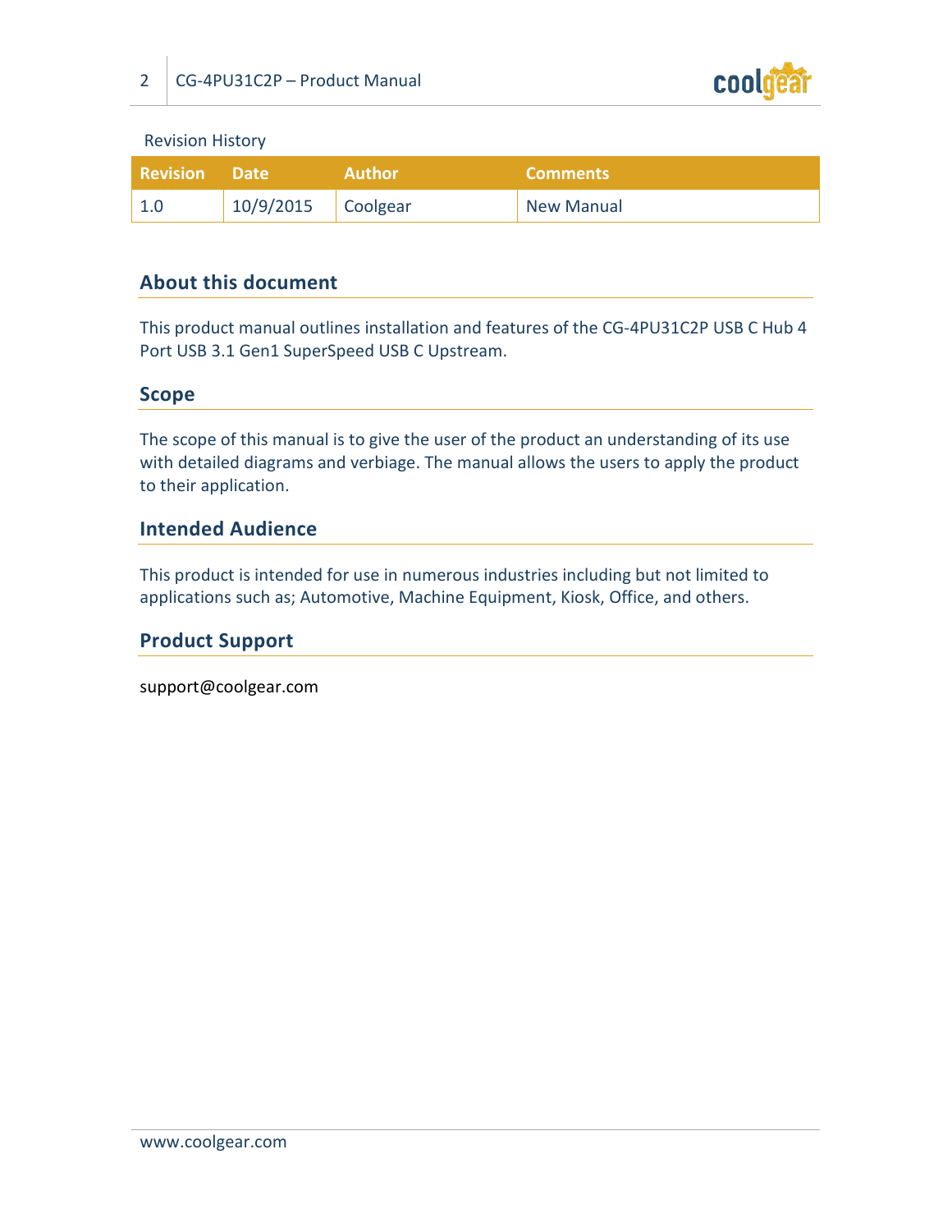Revision History

| Revision | Date | Author | Comments |
| --- | --- | --- | --- |
| 1.0 | 10/9/2015 | Coolgear | New Manual |

## About this document

This product manual outlines installation and features of the CG-4PU31C2P USB C Hub 4 Port USB 3.1 Gen1 SuperSpeed USB C Upstream.

## Scope

The scope of this manual is to give the user of the product an understanding of its use with detailed diagrams and verbiage. The manual allows the users to apply the product to their application.

## Intended Audience

This product is intended for use in numerous industries including but not limited to applications such as; Automotive, Machine Equipment, Kiosk, Office, and others.

## Product Support

support@coolgear.com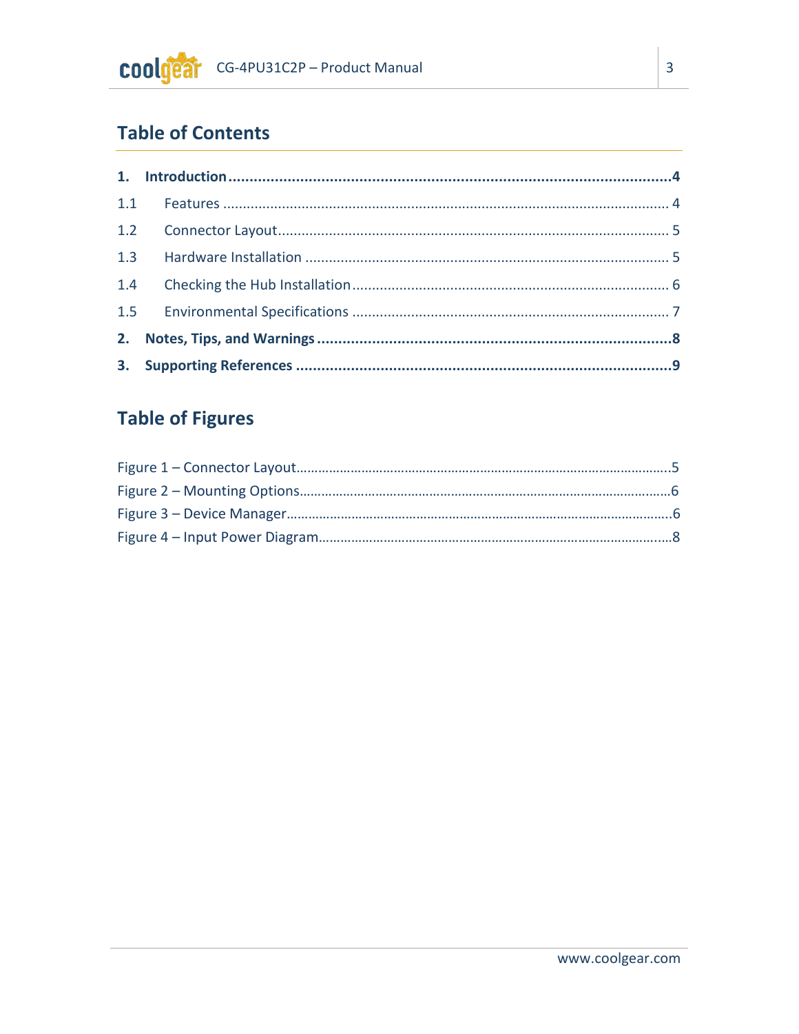## Table of Contents

**1. Introduction ........................................................................................................4**

1.1 Features ................................................................................................................ 4

1.2 Connector Layout.................................................................................................. 5

1.3 Hardware Installation ........................................................................................... 5

1.4 Checking the Hub Installation............................................................................... 6

1.5 Environmental Specifications ............................................................................... 7

**2. Notes, Tips, and Warnings ...................................................................................8**

**3. Supporting References ........................................................................................9**

## Table of Figures

Figure 1 – Connector Layout..........................................................................................5

Figure 2 – Mounting Options.........................................................................................6

Figure 3 – Device Manager............................................................................................6

Figure 4 – Input Power Diagram....................................................................................8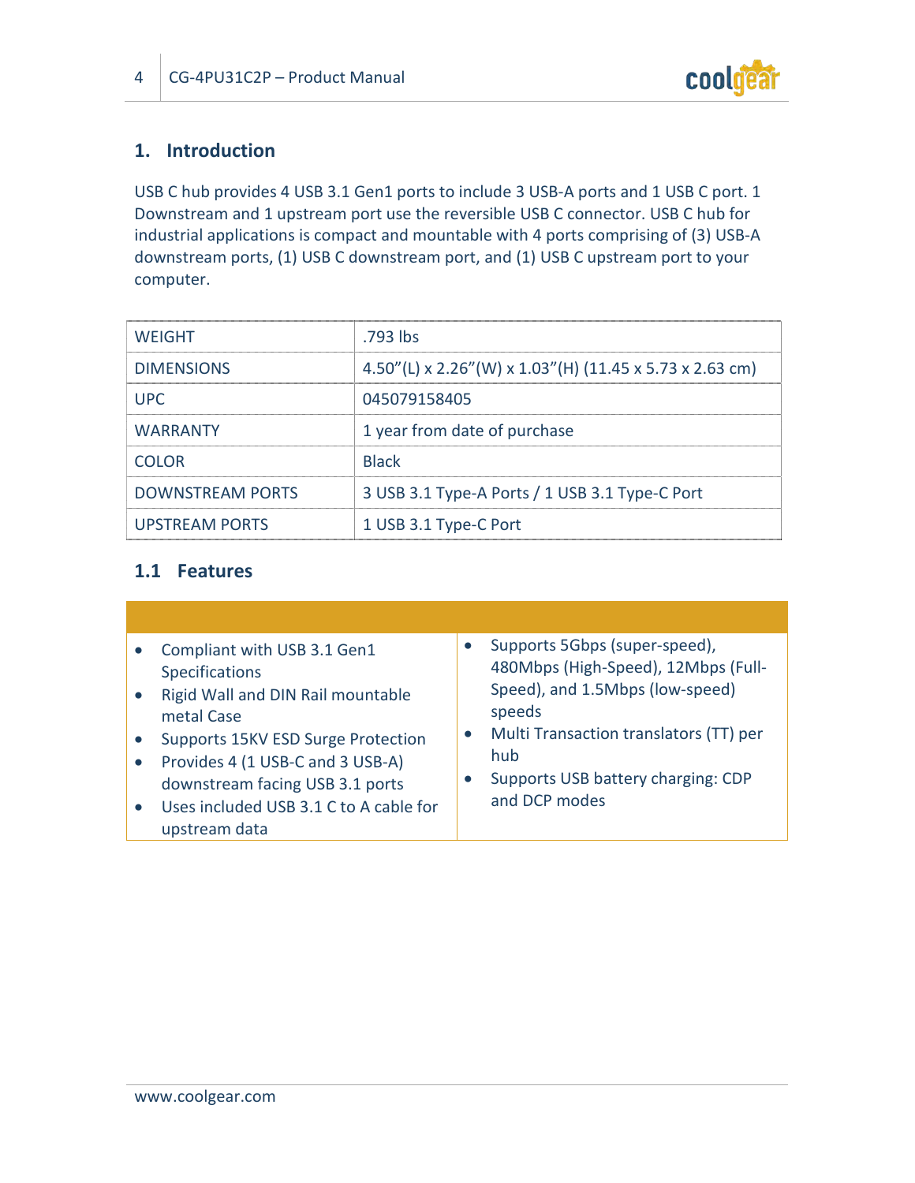## 1. Introduction

USB C hub provides 4 USB 3.1 Gen1 ports to include 3 USB-A ports and 1 USB C port. 1 Downstream and 1 upstream port use the reversible USB C connector. USB C hub for industrial applications is compact and mountable with 4 ports comprising of (3) USB-A downstream ports, (1) USB C downstream port, and (1) USB C upstream port to your computer.

| WEIGHT | .793 lbs |
|---|---|
| DIMENSIONS | 4.50"(L) x 2.26"(W) x 1.03"(H) (11.45 x 5.73 x 2.63 cm) |
| UPC | 045079158405 |
| WARRANTY | 1 year from date of purchase |
| COLOR | Black |
| DOWNSTREAM PORTS | 3 USB 3.1 Type-A Ports / 1 USB 3.1 Type-C Port |
| UPSTREAM PORTS | 1 USB 3.1 Type-C Port |

### 1.1 Features

- Compliant with USB 3.1 Gen1 Specifications
- Rigid Wall and DIN Rail mountable metal Case
- Supports 15KV ESD Surge Protection
- Provides 4 (1 USB-C and 3 USB-A) downstream facing USB 3.1 ports
- Uses included USB 3.1 C to A cable for upstream data
- Supports 5Gbps (super-speed), 480Mbps (High-Speed), 12Mbps (Full-Speed), and 1.5Mbps (low-speed) speeds
- Multi Transaction translators (TT) per hub
- Supports USB battery charging: CDP and DCP modes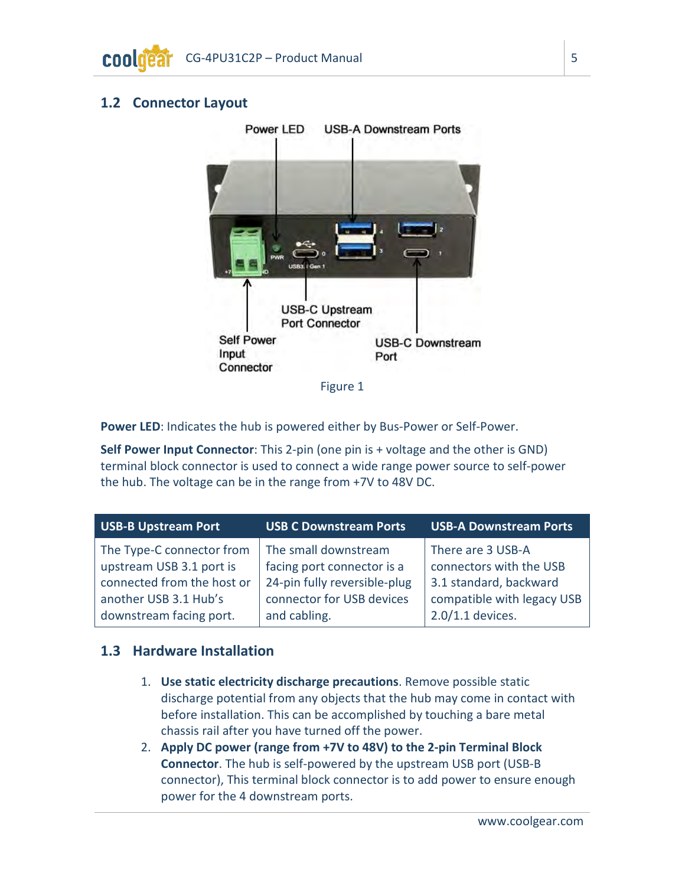## 1.2 Connector Layout

Figure 1

**Power LED**: Indicates the hub is powered either by Bus-Power or Self-Power.

**Self Power Input Connector**: This 2-pin (one pin is + voltage and the other is GND) terminal block connector is used to connect a wide range power source to self-power the hub. The voltage can be in the range from +7V to 48V DC.

| USB-B Upstream Port | USB C Downstream Ports | USB-A Downstream Ports |
|---|---|---|
| The Type-C connector from upstream USB 3.1 port is connected from the host or another USB 3.1 Hub's downstream facing port. | The small downstream facing port connector is a 24-pin fully reversible-plug connector for USB devices and cabling. | There are 3 USB-A connectors with the USB 3.1 standard, backward compatible with legacy USB 2.0/1.1 devices. |

## 1.3 Hardware Installation

1. **Use static electricity discharge precautions**. Remove possible static discharge potential from any objects that the hub may come in contact with before installation. This can be accomplished by touching a bare metal chassis rail after you have turned off the power.
2. **Apply DC power (range from +7V to 48V) to the 2-pin Terminal Block Connector**. The hub is self-powered by the upstream USB port (USB-B connector), This terminal block connector is to add power to ensure enough power for the 4 downstream ports.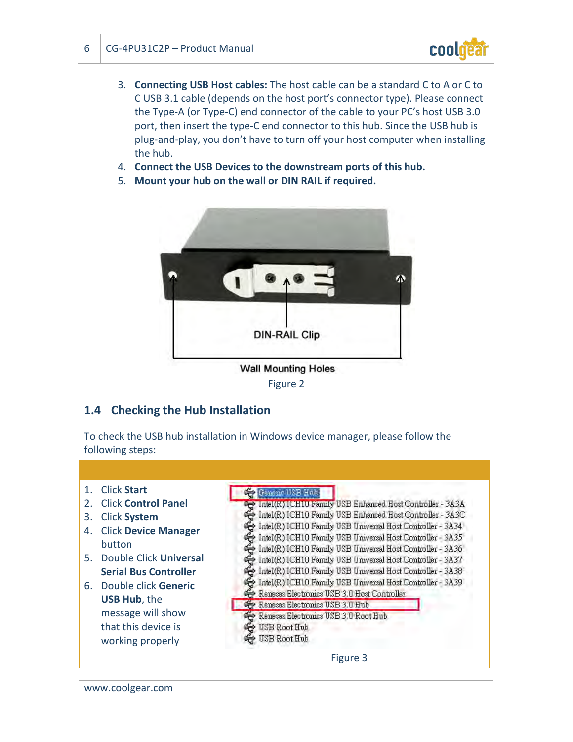3. **Connecting USB Host cables:** The host cable can be a standard C to A or C to C USB 3.1 cable (depends on the host port's connector type). Please connect the Type-A (or Type-C) end connector of the cable to your PC's host USB 3.0 port, then insert the type-C end connector to this hub. Since the USB hub is plug-and-play, you don't have to turn off your host computer when installing the hub.
4. **Connect the USB Devices to the downstream ports of this hub.**
5. **Mount your hub on the wall or DIN RAIL if required.**

DIN-RAIL Clip

Wall Mounting Holes

Figure 2

## 1.4 Checking the Hub Installation

To check the USB hub installation in Windows device manager, please follow the following steps:

| | |
|---|---|
| 1. Click **Start**<br>2. Click **Control Panel**<br>3. Click **System**<br>4. Click **Device Manager** button<br>5. Double Click **Universal Serial Bus Controller**<br>6. Double click **Generic USB Hub**, the message will show that this device is working properly | Generic USB Hub<br>Intel(R) ICH10 Family USB Enhanced Host Controller - 3A3A<br>Intel(R) ICH10 Family USB Enhanced Host Controller - 3A3C<br>Intel(R) ICH10 Family USB Universal Host Controller - 3A34<br>Intel(R) ICH10 Family USB Universal Host Controller - 3A35<br>Intel(R) ICH10 Family USB Universal Host Controller - 3A36<br>Intel(R) ICH10 Family USB Universal Host Controller - 3A37<br>Intel(R) ICH10 Family USB Universal Host Controller - 3A38<br>Intel(R) ICH10 Family USB Universal Host Controller - 3A39<br>Renesas Electronics USB 3.0 Host Controller<br>Renesas Electronics USB 3.0 Hub<br>Renesas Electronics USB 3.0 Root Hub<br>USB Root Hub<br>USB Root Hub<br><br>Figure 3 |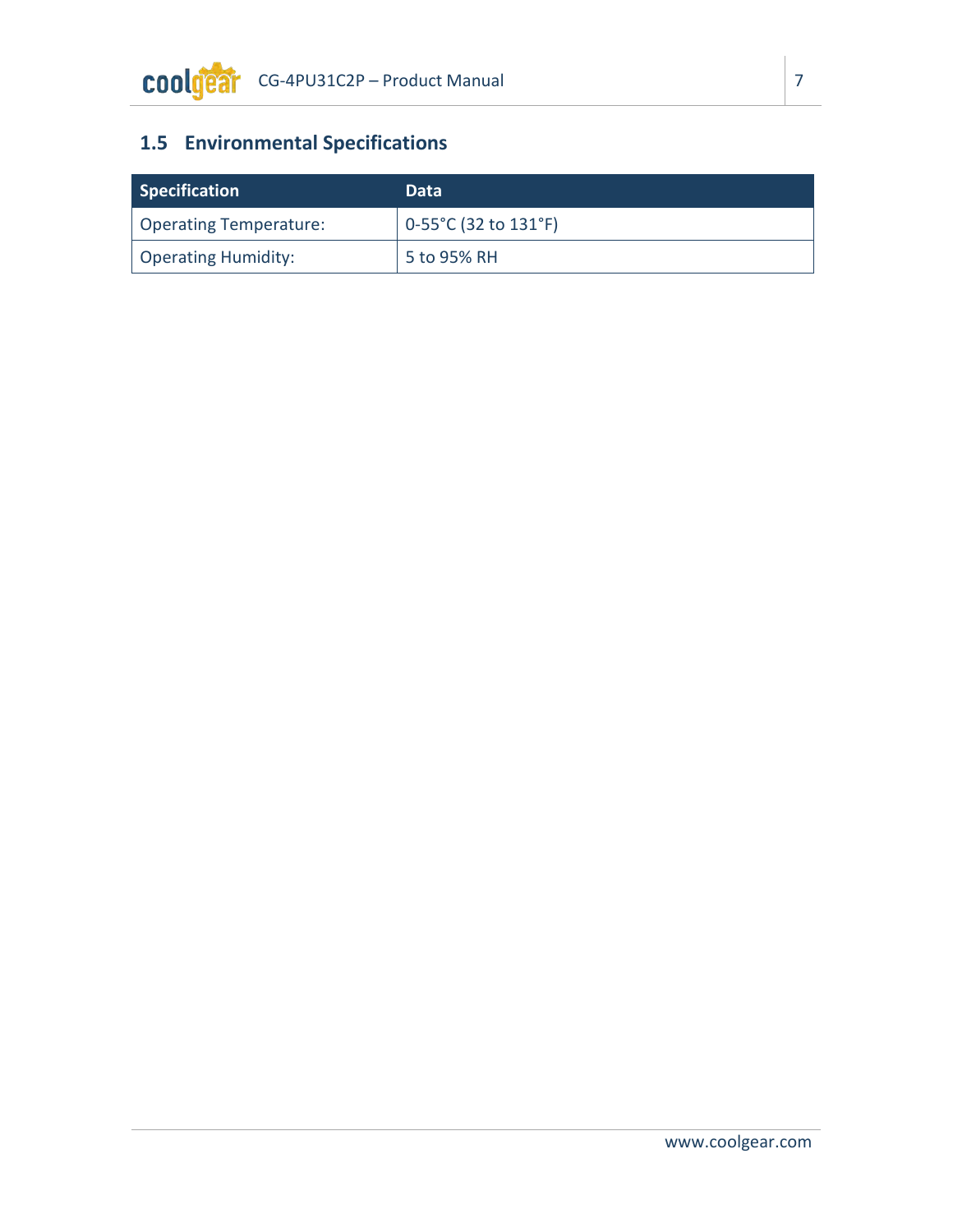## 1.5 Environmental Specifications

| Specification | Data |
| --- | --- |
| Operating Temperature: | 0-55°C (32 to 131°F) |
| Operating Humidity: | 5 to 95% RH |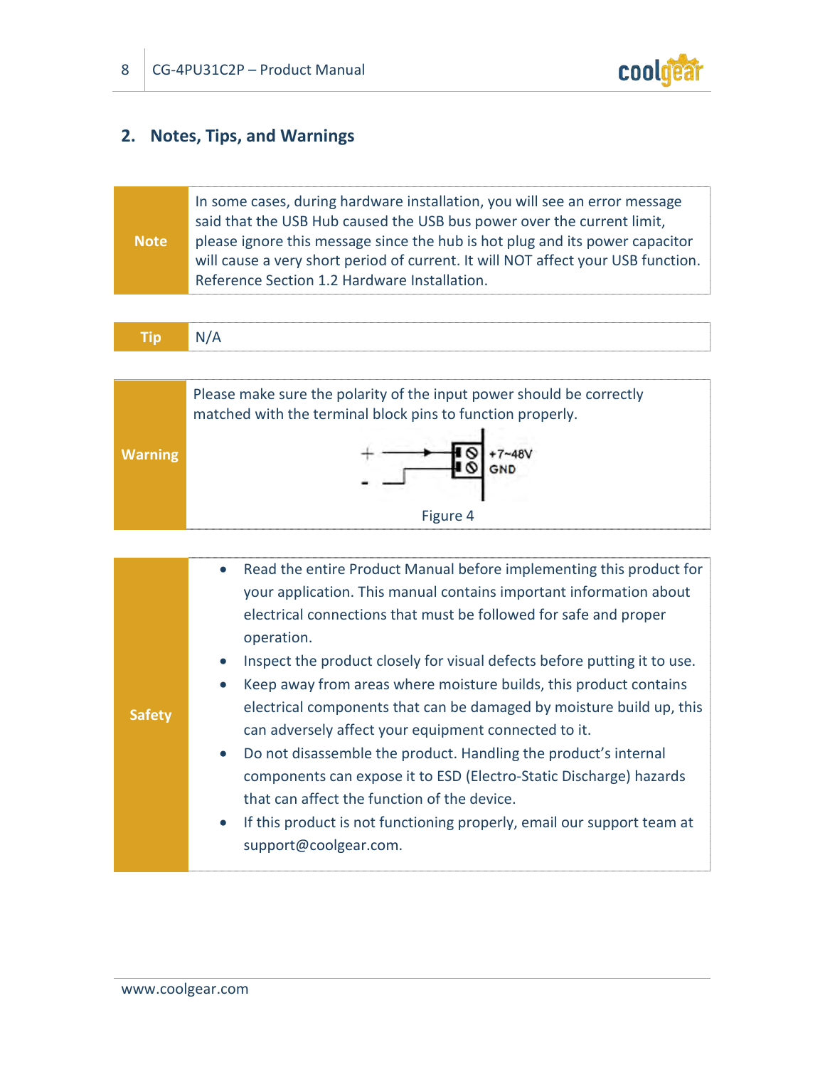## 2. Notes, Tips, and Warnings

| Note | In some cases, during hardware installation, you will see an error message said that the USB Hub caused the USB bus power over the current limit, please ignore this message since the hub is hot plug and its power capacitor will cause a very short period of current. It will NOT affect your USB function. Reference Section 1.2 Hardware Installation. |
|---|---|

| Tip | N/A |
|---|---|

| Warning | Please make sure the polarity of the input power should be correctly matched with the terminal block pins to function properly.<br>+ → +7~48V<br>- → GND<br>Figure 4 |
|---|---|

| Safety | • Read the entire Product Manual before implementing this product for your application. This manual contains important information about electrical connections that must be followed for safe and proper operation.<br>• Inspect the product closely for visual defects before putting it to use.<br>• Keep away from areas where moisture builds, this product contains electrical components that can be damaged by moisture build up, this can adversely affect your equipment connected to it.<br>• Do not disassemble the product. Handling the product's internal components can expose it to ESD (Electro-Static Discharge) hazards that can affect the function of the device.<br>• If this product is not functioning properly, email our support team at support@coolgear.com. |
|---|---|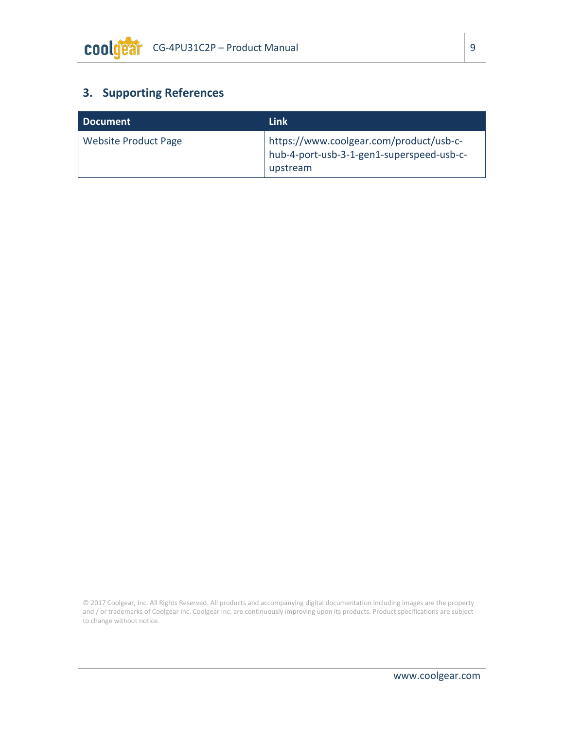## 3. Supporting References

| Document | Link |
|---|---|
| Website Product Page | https://www.coolgear.com/product/usb-c-hub-4-port-usb-3-1-gen1-superspeed-usb-c-upstream |

© 2017 Coolgear, Inc. All Rights Reserved. All products and accompanying digital documentation including images are the property and / or trademarks of Coolgear Inc. Coolgear Inc. are continuously improving upon its products. Product specifications are subject to change without notice.